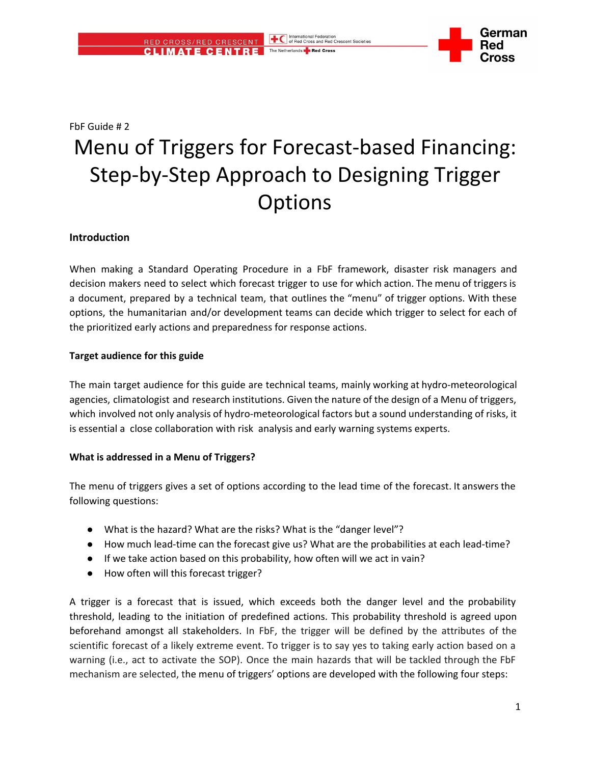FbF Guide # 2

# Menu of Triggers for Forecast-based Financing: Step-by-Step Approach to Designing Trigger Options

**Introduction**

When making a Standard Operating Procedure in a FbF framework, disaster risk managers and decision makers need to select which forecast trigger to use for which action. The menu of triggers is a document, prepared by a technical team, that outlines the "menu" of trigger options. With these options, the humanitarian and/or development teams can decide which trigger to select for each of the prioritized early actions and preparedness for response actions.

**Target audience for this guide**

The main target audience for this guide are technical teams, mainly working at hydro-meteorological agencies, climatologist and research institutions. Given the nature of the design of a Menu of triggers, which involved not only analysis of hydro-meteorological factors but a sound understanding of risks, it is essential a close collaboration with risk analysis and early warning systems experts.

**What is addressed in a Menu of Triggers?**

The menu of triggers gives a set of options according to the lead time of the forecast. It answers the following questions:

- What is the hazard? What are the risks? What is the "danger level"?
- How much lead-time can the forecast give us? What are the probabilities at each lead-time?
- If we take action based on this probability, how often will we act in vain?
- How often will this forecast trigger?

A trigger is a forecast that is issued, which exceeds both the danger level and the probability threshold, leading to the initiation of predefined actions. This probability threshold is agreed upon beforehand amongst all stakeholders. In FbF, the trigger will be defined by the attributes of the scientific forecast of a likely extreme event. To trigger is to say yes to taking early action based on a warning (i.e., act to activate the SOP). Once the main hazards that will be tackled through the FbF mechanism are selected, the menu of triggers' options are developed with the following four steps: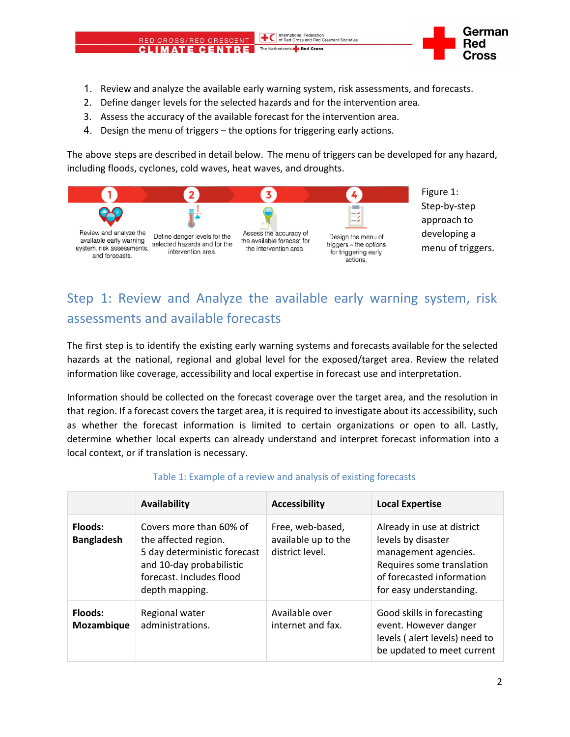1. Review and analyze the available early warning system, risk assessments, and forecasts.
2. Define danger levels for the selected hazards and for the intervention area.
3. Assess the accuracy of the available forecast for the intervention area.
4. Design the menu of triggers – the options for triggering early actions.

The above steps are described in detail below. The menu of triggers can be developed for any hazard, including floods, cyclones, cold waves, heat waves, and droughts.

1 Review and analyze the available early warning system, risk assessments, and forecasts.
2 Define danger levels for the selected hazards and for the intervention area.
3 Assess the accuracy of the available forecast for the intervention area.
4 Design the menu of triggers – the options for triggering early actions.

Figure 1: Step-by-step approach to developing a menu of triggers.

## Step 1: Review and Analyze the available early warning system, risk assessments and available forecasts

The first step is to identify the existing early warning systems and forecasts available for the selected hazards at the national, regional and global level for the exposed/target area. Review the related information like coverage, accessibility and local expertise in forecast use and interpretation.

Information should be collected on the forecast coverage over the target area, and the resolution in that region. If a forecast covers the target area, it is required to investigate about its accessibility, such as whether the forecast information is limited to certain organizations or open to all. Lastly, determine whether local experts can already understand and interpret forecast information into a local context, or if translation is necessary.

Table 1: Example of a review and analysis of existing forecasts

| | Availability | Accessibility | Local Expertise |
|---|---|---|---|
| **Floods: Bangladesh** | Covers more than 60% of the affected region. 5 day deterministic forecast and 10-day probabilistic forecast. Includes flood depth mapping. | Free, web-based, available up to the district level. | Already in use at district levels by disaster management agencies. Requires some translation of forecasted information for easy understanding. |
| **Floods: Mozambique** | Regional water administrations. | Available over internet and fax. | Good skills in forecasting event. However danger levels ( alert levels) need to be updated to meet current |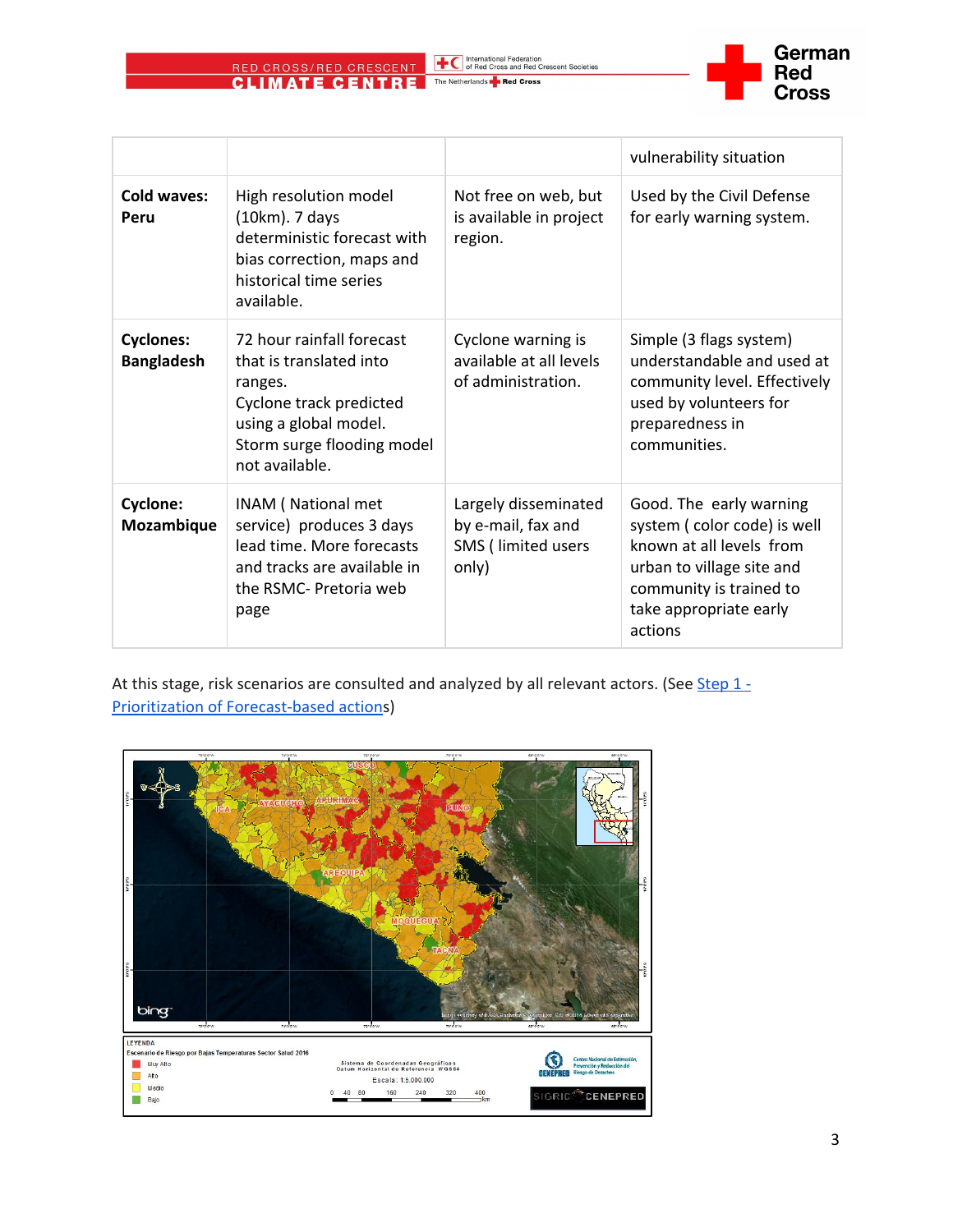| | | | vulnerability situation |
|---|---|---|---|
| **Cold waves: Peru** | High resolution model (10km). 7 days deterministic forecast with bias correction, maps and historical time series available. | Not free on web, but is available in project region. | Used by the Civil Defense for early warning system. |
| **Cyclones: Bangladesh** | 72 hour rainfall forecast that is translated into ranges. Cyclone track predicted using a global model. Storm surge flooding model not available. | Cyclone warning is available at all levels of administration. | Simple (3 flags system) understandable and used at community level. Effectively used by volunteers for preparedness in communities. |
| **Cyclone: Mozambique** | INAM ( National met service) produces 3 days lead time. More forecasts and tracks are available in the RSMC- Pretoria web page | Largely disseminated by e-mail, fax and SMS ( limited users only) | Good. The early warning system ( color code) is well known at all levels from urban to village site and community is trained to take appropriate early actions |

At this stage, risk scenarios are consulted and analyzed by all relevant actors. (See [Step 1 - Prioritization of Forecast-based actions]())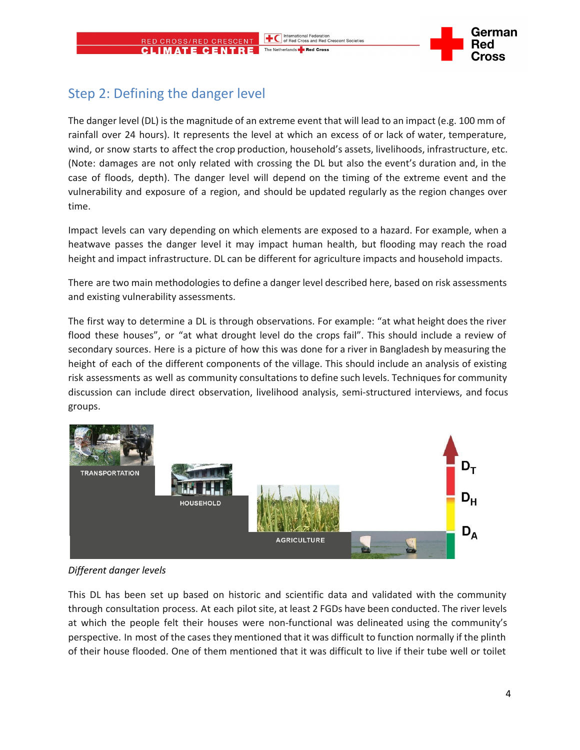## Step 2: Defining the danger level

The danger level (DL) is the magnitude of an extreme event that will lead to an impact (e.g. 100 mm of rainfall over 24 hours). It represents the level at which an excess of or lack of water, temperature, wind, or snow starts to affect the crop production, household's assets, livelihoods, infrastructure, etc. (Note: damages are not only related with crossing the DL but also the event's duration and, in the case of floods, depth). The danger level will depend on the timing of the extreme event and the vulnerability and exposure of a region, and should be updated regularly as the region changes over time.

Impact levels can vary depending on which elements are exposed to a hazard. For example, when a heatwave passes the danger level it may impact human health, but flooding may reach the road height and impact infrastructure. DL can be different for agriculture impacts and household impacts.

There are two main methodologies to define a danger level described here, based on risk assessments and existing vulnerability assessments.

The first way to determine a DL is through observations. For example: "at what height does the river flood these houses", or "at what drought level do the crops fail". This should include a review of secondary sources. Here is a picture of how this was done for a river in Bangladesh by measuring the height of each of the different components of the village. This should include an analysis of existing risk assessments as well as community consultations to define such levels. Techniques for community discussion can include direct observation, livelihood analysis, semi-structured interviews, and focus groups.

*Different danger levels*

This DL has been set up based on historic and scientific data and validated with the community through consultation process. At each pilot site, at least 2 FGDs have been conducted. The river levels at which the people felt their houses were non-functional was delineated using the community's perspective. In most of the cases they mentioned that it was difficult to function normally if the plinth of their house flooded. One of them mentioned that it was difficult to live if their tube well or toilet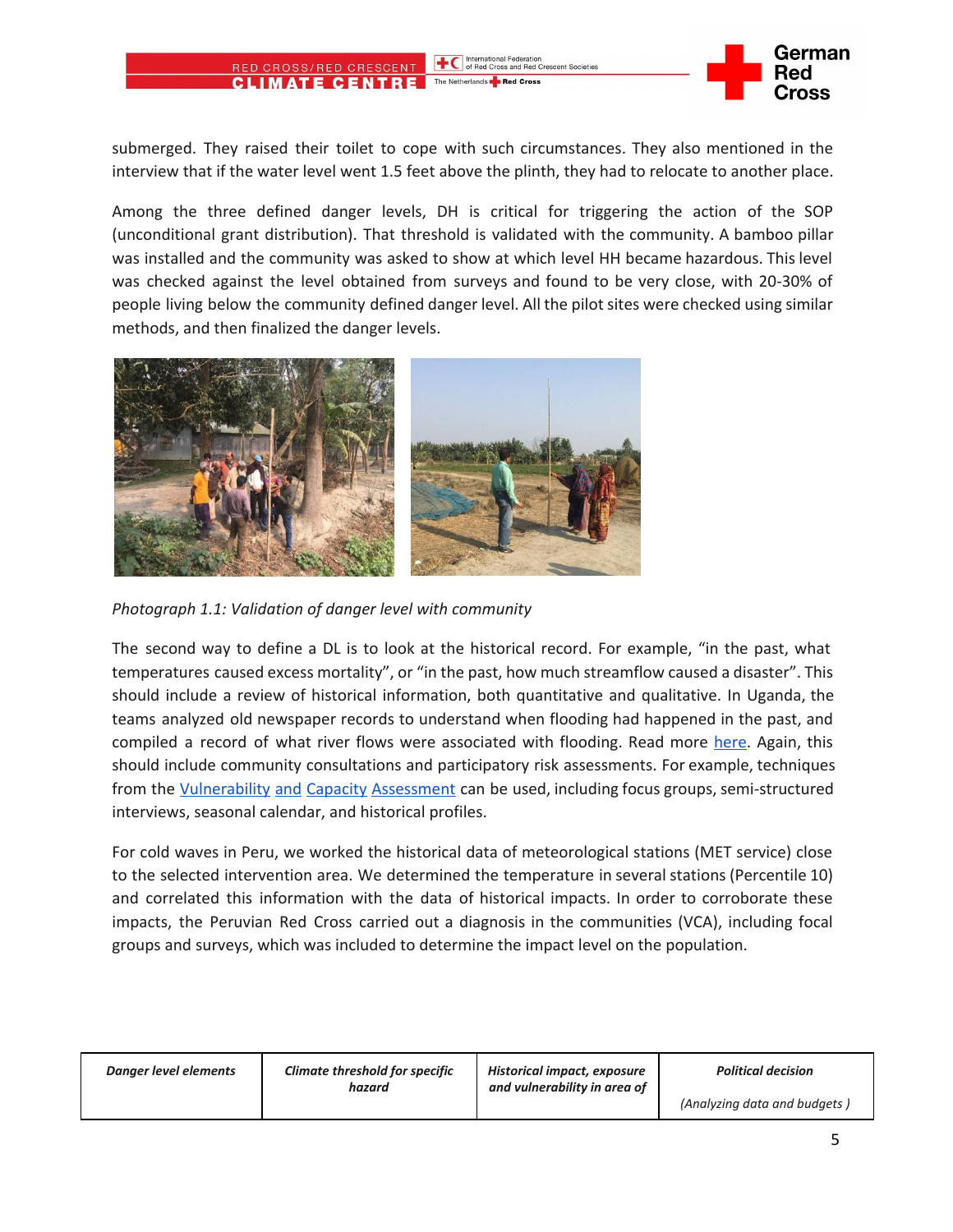submerged. They raised their toilet to cope with such circumstances. They also mentioned in the interview that if the water level went 1.5 feet above the plinth, they had to relocate to another place.

Among the three defined danger levels, DH is critical for triggering the action of the SOP (unconditional grant distribution). That threshold is validated with the community. A bamboo pillar was installed and the community was asked to show at which level HH became hazardous. This level was checked against the level obtained from surveys and found to be very close, with 20-30% of people living below the community defined danger level. All the pilot sites were checked using similar methods, and then finalized the danger levels.

*Photograph 1.1: Validation of danger level with community*

The second way to define a DL is to look at the historical record. For example, "in the past, what temperatures caused excess mortality", or "in the past, how much streamflow caused a disaster". This should include a review of historical information, both quantitative and qualitative. In Uganda, the teams analyzed old newspaper records to understand when flooding had happened in the past, and compiled a record of what river flows were associated with flooding. Read more here. Again, this should include community consultations and participatory risk assessments. For example, techniques from the Vulnerability and Capacity Assessment can be used, including focus groups, semi-structured interviews, seasonal calendar, and historical profiles.

For cold waves in Peru, we worked the historical data of meteorological stations (MET service) close to the selected intervention area. We determined the temperature in several stations (Percentile 10) and correlated this information with the data of historical impacts. In order to corroborate these impacts, the Peruvian Red Cross carried out a diagnosis in the communities (VCA), including focal groups and surveys, which was included to determine the impact level on the population.

| ***Danger level elements*** | ***Climate threshold for specific hazard*** | ***Historical impact, exposure and vulnerability in area of*** | ***Political decision*** *(Analyzing data and budgets )* |
|---|---|---|---|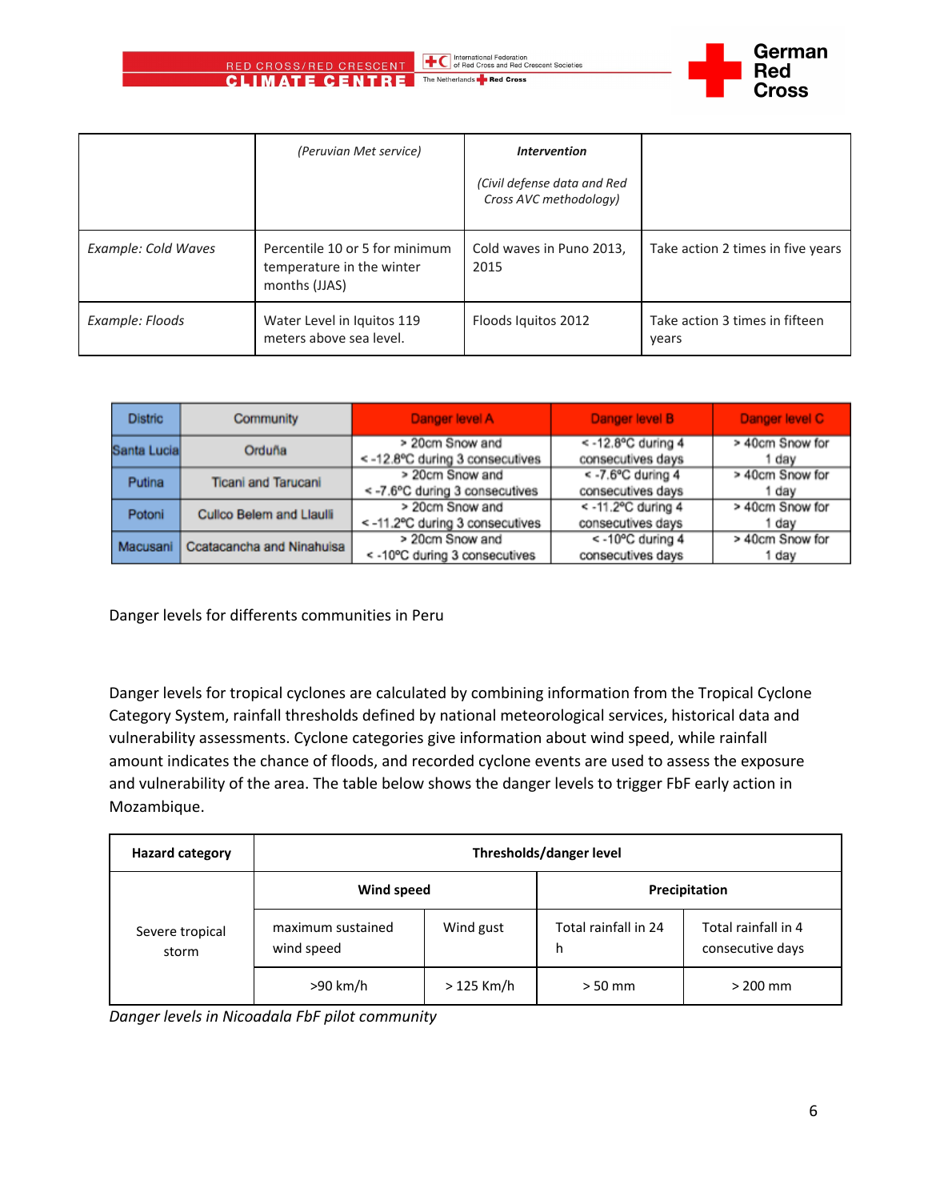|  | *(Peruvian Met service)* | ***Intervention***<br><br>*(Civil defense data and Red Cross AVC methodology)* |  |
|---|---|---|---|
| *Example: Cold Waves* | Percentile 10 or 5 for minimum temperature in the winter months (JJAS) | Cold waves in Puno 2013, 2015 | Take action 2 times in five years |
| *Example: Floods* | Water Level in Iquitos 119 meters above sea level. | Floods Iquitos 2012 | Take action 3 times in fifteen years |

| Distric | Community | Danger level A | Danger level B | Danger level C |
|---|---|---|---|---|
| Santa Lucia | Orduña | > 20cm Snow and < -12.8ºC during 3 consecutives | < -12.8ºC during 4 consecutives days | > 40cm Snow for 1 day |
| Putina | Ticani and Tarucani | > 20cm Snow and < -7.6ºC during 3 consecutives | < -7.6ºC during 4 consecutives days | > 40cm Snow for 1 day |
| Potoni | Culco Belem and Llaulli | > 20cm Snow and < -11.2ºC during 3 consecutives | < -11.2ºC during 4 consecutives days | > 40cm Snow for 1 day |
| Macusani | Ccatacancha and Ninahuisa | > 20cm Snow and < -10ºC during 3 consecutives | < -10ºC during 4 consecutives days | > 40cm Snow for 1 day |

Danger levels for differents communities in Peru

Danger levels for tropical cyclones are calculated by combining information from the Tropical Cyclone Category System, rainfall thresholds defined by national meteorological services, historical data and vulnerability assessments. Cyclone categories give information about wind speed, while rainfall amount indicates the chance of floods, and recorded cyclone events are used to assess the exposure and vulnerability of the area. The table below shows the danger levels to trigger FbF early action in Mozambique.

| **Hazard category** | **Thresholds/danger level** | | | |
|---|---|---|---|---|
|  | **Wind speed** | | **Precipitation** | |
| Severe tropical storm | maximum sustained wind speed | Wind gust | Total rainfall in 24 h | Total rainfall in 4 consecutive days |
|  | >90 km/h | > 125 Km/h | > 50 mm | > 200 mm |

*Danger levels in Nicoadala FbF pilot community*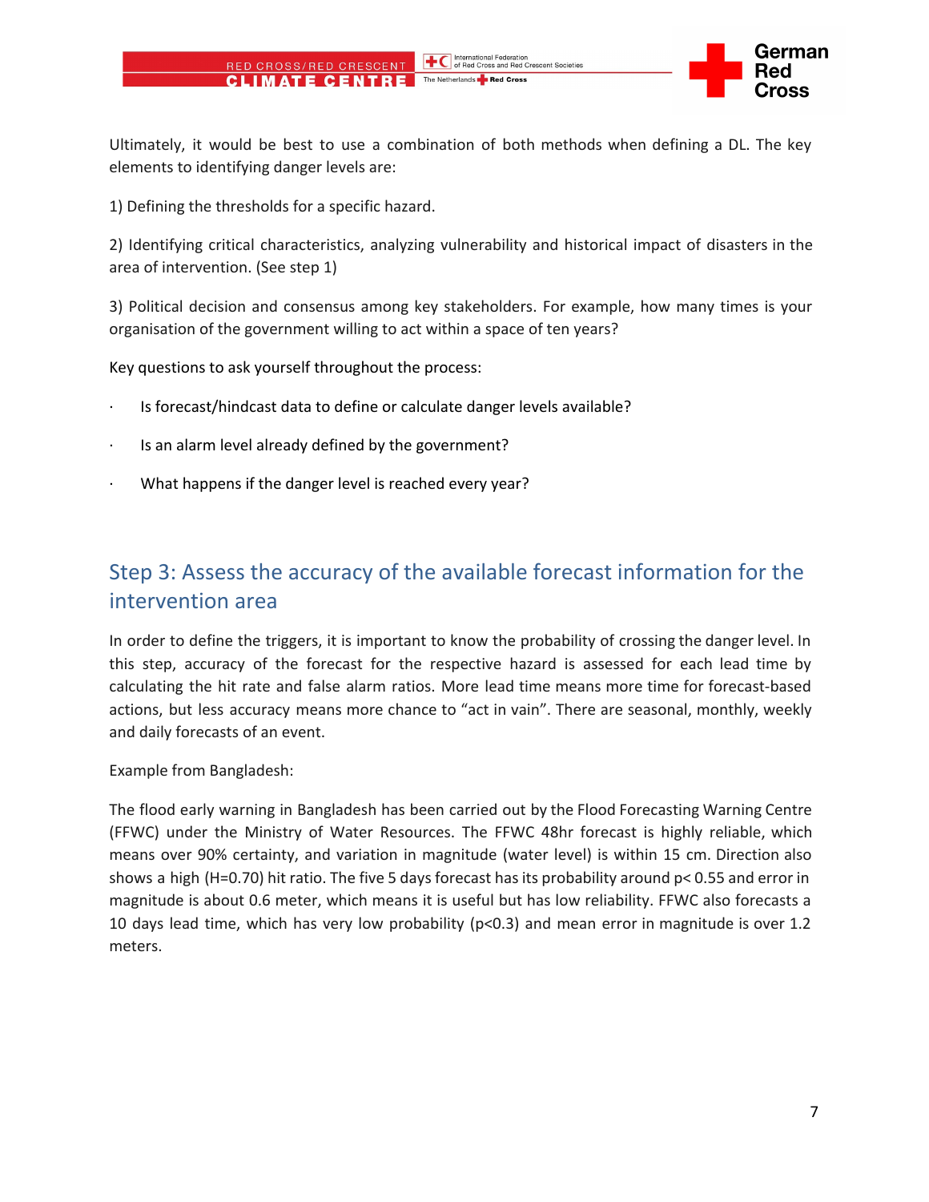Ultimately, it would be best to use a combination of both methods when defining a DL. The key elements to identifying danger levels are:

1) Defining the thresholds for a specific hazard.

2) Identifying critical characteristics, analyzing vulnerability and historical impact of disasters in the area of intervention. (See step 1)

3) Political decision and consensus among key stakeholders. For example, how many times is your organisation of the government willing to act within a space of ten years?

Key questions to ask yourself throughout the process:

- Is forecast/hindcast data to define or calculate danger levels available?
- Is an alarm level already defined by the government?
- What happens if the danger level is reached every year?

## Step 3: Assess the accuracy of the available forecast information for the intervention area

In order to define the triggers, it is important to know the probability of crossing the danger level. In this step, accuracy of the forecast for the respective hazard is assessed for each lead time by calculating the hit rate and false alarm ratios. More lead time means more time for forecast-based actions, but less accuracy means more chance to "act in vain". There are seasonal, monthly, weekly and daily forecasts of an event.

Example from Bangladesh:

The flood early warning in Bangladesh has been carried out by the Flood Forecasting Warning Centre (FFWC) under the Ministry of Water Resources. The FFWC 48hr forecast is highly reliable, which means over 90% certainty, and variation in magnitude (water level) is within 15 cm. Direction also shows a high ($H$=0.70) hit ratio. The five 5 days forecast has its probability around $p< 0.55$ and error in magnitude is about 0.6 meter, which means it is useful but has low reliability. FFWC also forecasts a 10 days lead time, which has very low probability ($p<0.3$) and mean error in magnitude is over 1.2 meters.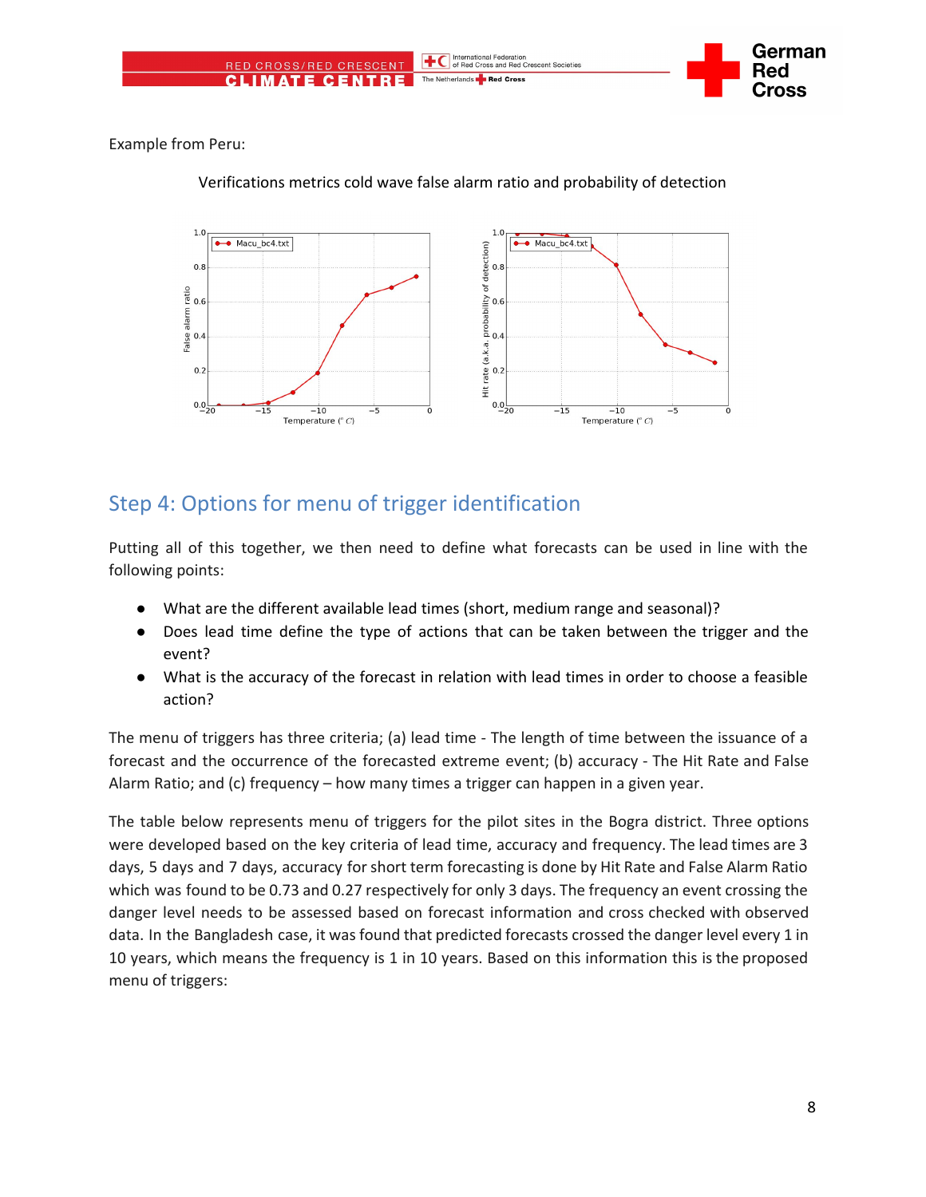Example from Peru:

Verifications metrics cold wave false alarm ratio and probability of detection

## Step 4: Options for menu of trigger identification

Putting all of this together, we then need to define what forecasts can be used in line with the following points:

- What are the different available lead times (short, medium range and seasonal)?
- Does lead time define the type of actions that can be taken between the trigger and the event?
- What is the accuracy of the forecast in relation with lead times in order to choose a feasible action?

The menu of triggers has three criteria; (a) lead time - The length of time between the issuance of a forecast and the occurrence of the forecasted extreme event; (b) accuracy - The Hit Rate and False Alarm Ratio; and (c) frequency – how many times a trigger can happen in a given year.

The table below represents menu of triggers for the pilot sites in the Bogra district. Three options were developed based on the key criteria of lead time, accuracy and frequency. The lead times are 3 days, 5 days and 7 days, accuracy for short term forecasting is done by Hit Rate and False Alarm Ratio which was found to be 0.73 and 0.27 respectively for only 3 days. The frequency an event crossing the danger level needs to be assessed based on forecast information and cross checked with observed data. In the Bangladesh case, it was found that predicted forecasts crossed the danger level every 1 in 10 years, which means the frequency is 1 in 10 years. Based on this information this is the proposed menu of triggers: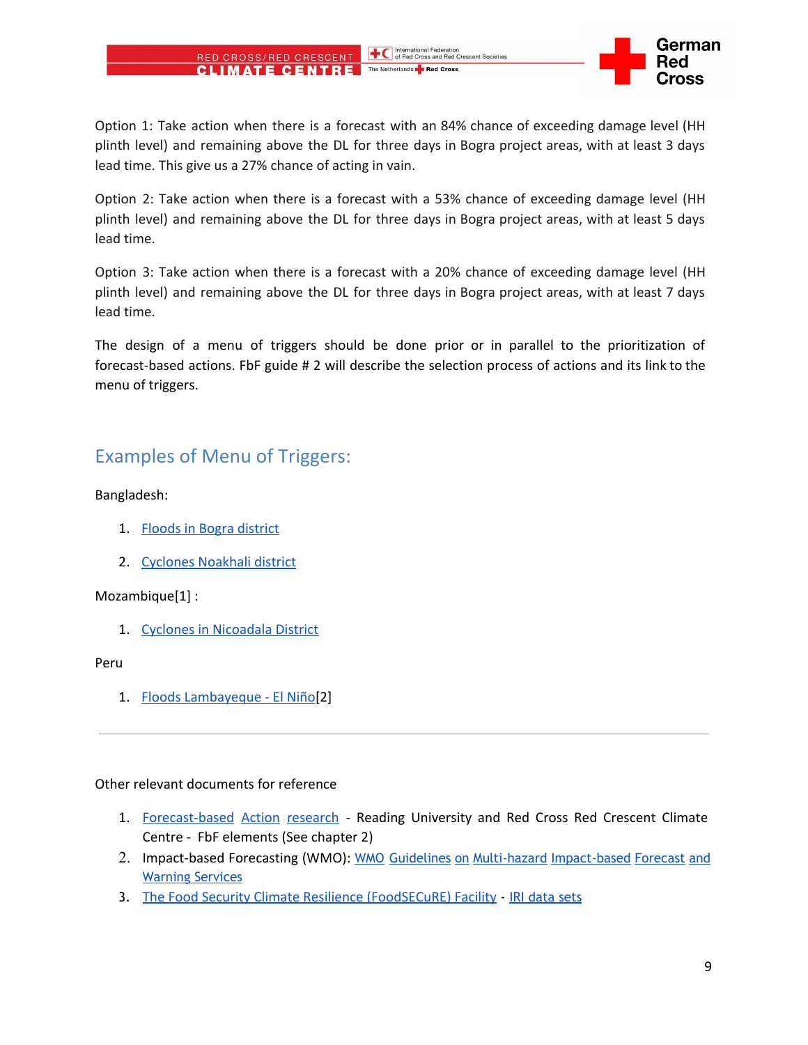Option 1: Take action when there is a forecast with an 84% chance of exceeding damage level (HH plinth level) and remaining above the DL for three days in Bogra project areas, with at least 3 days lead time. This give us a 27% chance of acting in vain.

Option 2: Take action when there is a forecast with a 53% chance of exceeding damage level (HH plinth level) and remaining above the DL for three days in Bogra project areas, with at least 5 days lead time.

Option 3: Take action when there is a forecast with a 20% chance of exceeding damage level (HH plinth level) and remaining above the DL for three days in Bogra project areas, with at least 7 days lead time.

The design of a menu of triggers should be done prior or in parallel to the prioritization of forecast-based actions. FbF guide # 2 will describe the selection process of actions and its link to the menu of triggers.

## Examples of Menu of Triggers:

Bangladesh:

1. Floods in Bogra district
2. Cyclones Noakhali district

Mozambique[1] :

1. Cyclones in Nicoadala District

Peru

1. Floods Lambayeque - El Niño[2]

---

Other relevant documents for reference

1. Forecast-based Action research - Reading University and Red Cross Red Crescent Climate Centre - FbF elements (See chapter 2)
2. Impact-based Forecasting (WMO): WMO Guidelines on Multi-hazard Impact-based Forecast and Warning Services
3. The Food Security Climate Resilience (FoodSECuRE) Facility - IRI data sets